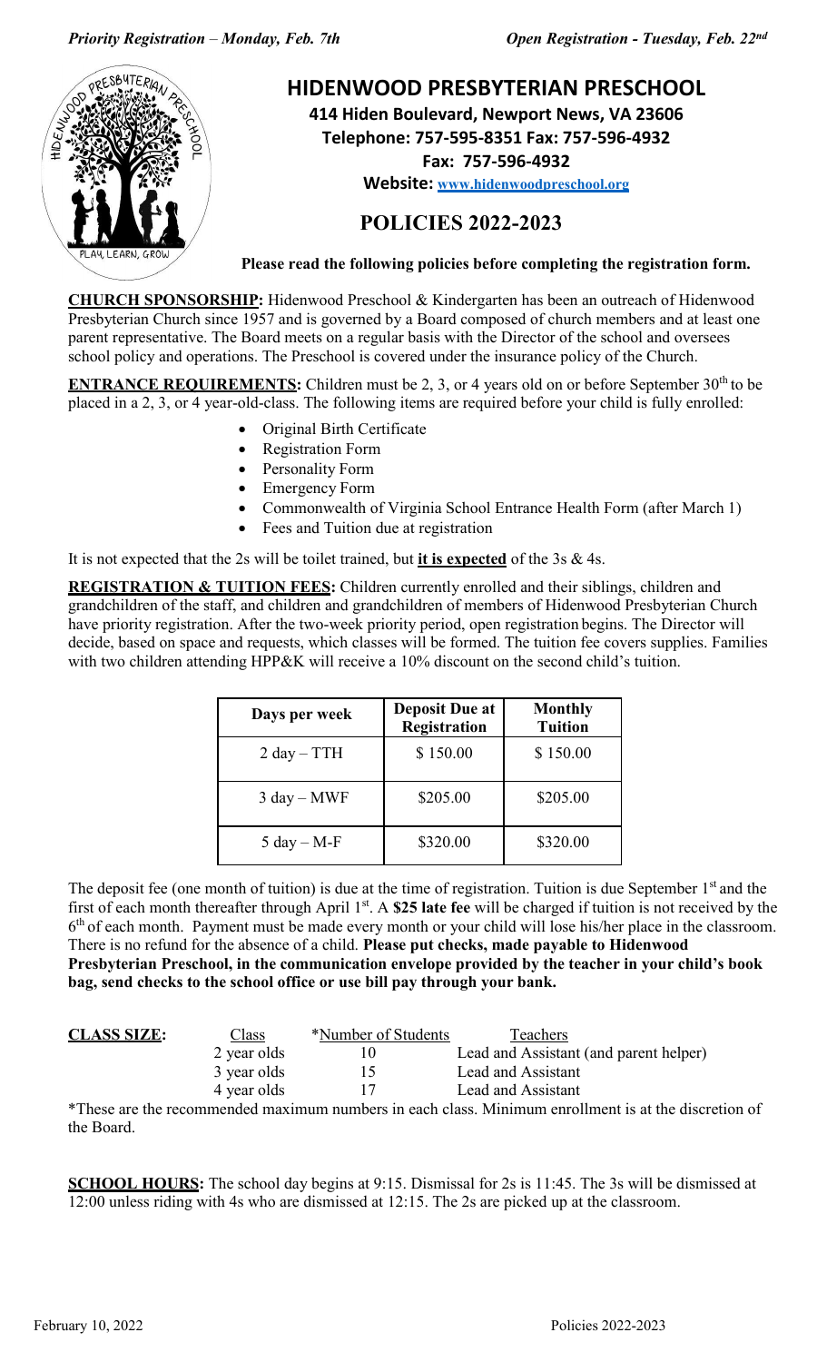*Priority Registration – Monday, Feb. 7th* *Open Registration - Tuesday, Feb. 22nd*

# HIDENWOOD PRESBYTERIAN PRESCHOOL

**414 Hiden Boulevard, Newport News, VA 23606**

**Telephone: 757-595-8351 Fax: 757-596-4932**

**Fax: 757-596-4932**

**Website: www.hidenwoodpreschool.org**

## POLICIES 2022-2023

**Please read the following policies before completing the registration form.**

**CHURCH SPONSORSHIP:** Hidenwood Preschool & Kindergarten has been an outreach of Hidenwood Presbyterian Church since 1957 and is governed by a Board composed of church members and at least one parent representative. The Board meets on a regular basis with the Director of the school and oversees school policy and operations. The Preschool is covered under the insurance policy of the Church.

**ENTRANCE REQUIREMENTS:** Children must be 2, 3, or 4 years old on or before September 30th to be placed in a 2, 3, or 4 year-old-class. The following items are required before your child is fully enrolled:

- Original Birth Certificate
- Registration Form
- Personality Form
- Emergency Form
- Commonwealth of Virginia School Entrance Health Form (after March 1)
- Fees and Tuition due at registration

It is not expected that the 2s will be toilet trained, but **it is expected** of the 3s & 4s.

**REGISTRATION & TUITION FEES:** Children currently enrolled and their siblings, children and grandchildren of the staff, and children and grandchildren of members of Hidenwood Presbyterian Church have priority registration. After the two-week priority period, open registration begins. The Director will decide, based on space and requests, which classes will be formed. The tuition fee covers supplies. Families with two children attending HPP&K will receive a 10% discount on the second child's tuition.

| Days per week | Deposit Due at Registration | Monthly Tuition |
|---|---|---|
| 2 day – TTH | \$ 150.00 | \$ 150.00 |
| 3 day – MWF | \$205.00 | \$205.00 |
| 5 day – M-F | \$320.00 | \$320.00 |

The deposit fee (one month of tuition) is due at the time of registration. Tuition is due September 1st and the first of each month thereafter through April 1st. A **\$25 late fee** will be charged if tuition is not received by the 6th of each month. Payment must be made every month or your child will lose his/her place in the classroom. There is no refund for the absence of a child. **Please put checks, made payable to Hidenwood Presbyterian Preschool, in the communication envelope provided by the teacher in your child's book bag, send checks to the school office or use bill pay through your bank.**

**CLASS SIZE:**

| Class | *Number of Students | Teachers |
|---|---|---|
| 2 year olds | 10 | Lead and Assistant (and parent helper) |
| 3 year olds | 15 | Lead and Assistant |
| 4 year olds | 17 | Lead and Assistant |

*These are the recommended maximum numbers in each class. Minimum enrollment is at the discretion of the Board.

**SCHOOL HOURS:** The school day begins at 9:15. Dismissal for 2s is 11:45. The 3s will be dismissed at 12:00 unless riding with 4s who are dismissed at 12:15. The 2s are picked up at the classroom.

February 10, 2022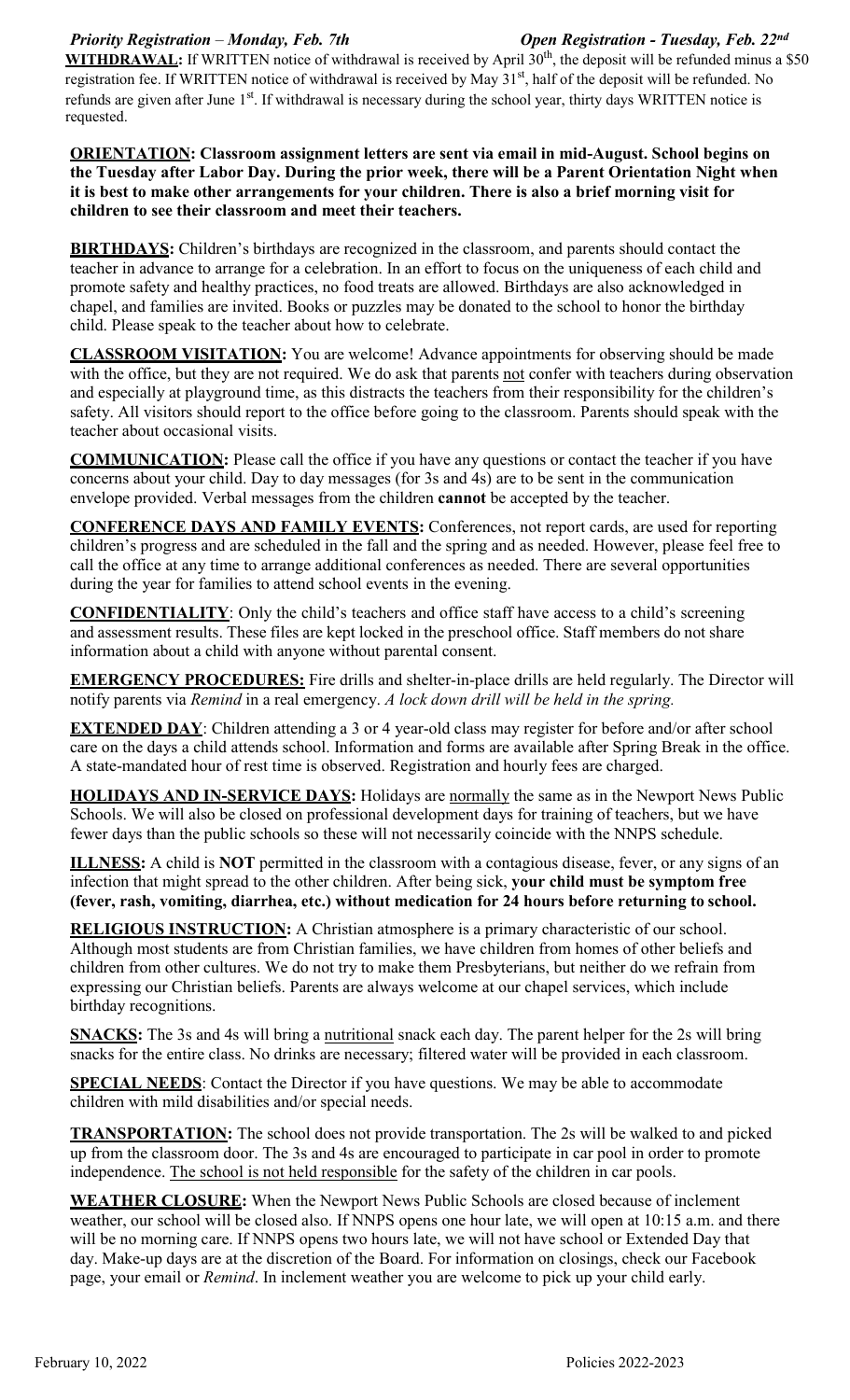*Priority Registration – Monday, Feb. 7th* *Open Registration - Tuesday, Feb. 22nd*

**WITHDRAWAL:** If WRITTEN notice of withdrawal is received by April 30th, the deposit will be refunded minus a $50 registration fee. If WRITTEN notice of withdrawal is received by May 31st, half of the deposit will be refunded. No refunds are given after June 1st. If withdrawal is necessary during the school year, thirty days WRITTEN notice is requested.

**ORIENTATION: Classroom assignment letters are sent via email in mid-August. School begins on the Tuesday after Labor Day. During the prior week, there will be a Parent Orientation Night when it is best to make other arrangements for your children. There is also a brief morning visit for children to see their classroom and meet their teachers.**

**BIRTHDAYS:** Children's birthdays are recognized in the classroom, and parents should contact the teacher in advance to arrange for a celebration. In an effort to focus on the uniqueness of each child and promote safety and healthy practices, no food treats are allowed. Birthdays are also acknowledged in chapel, and families are invited. Books or puzzles may be donated to the school to honor the birthday child. Please speak to the teacher about how to celebrate.

**CLASSROOM VISITATION:** You are welcome! Advance appointments for observing should be made with the office, but they are not required. We do ask that parents not confer with teachers during observation and especially at playground time, as this distracts the teachers from their responsibility for the children's safety. All visitors should report to the office before going to the classroom. Parents should speak with the teacher about occasional visits.

**COMMUNICATION:** Please call the office if you have any questions or contact the teacher if you have concerns about your child. Day to day messages (for 3s and 4s) are to be sent in the communication envelope provided. Verbal messages from the children **cannot** be accepted by the teacher.

**CONFERENCE DAYS AND FAMILY EVENTS:** Conferences, not report cards, are used for reporting children's progress and are scheduled in the fall and the spring and as needed. However, please feel free to call the office at any time to arrange additional conferences as needed. There are several opportunities during the year for families to attend school events in the evening.

**CONFIDENTIALITY**: Only the child's teachers and office staff have access to a child's screening and assessment results. These files are kept locked in the preschool office. Staff members do not share information about a child with anyone without parental consent.

**EMERGENCY PROCEDURES:** Fire drills and shelter-in-place drills are held regularly. The Director will notify parents via *Remind* in a real emergency. *A lock down drill will be held in the spring.*

**EXTENDED DAY**: Children attending a 3 or 4 year-old class may register for before and/or after school care on the days a child attends school. Information and forms are available after Spring Break in the office. A state-mandated hour of rest time is observed. Registration and hourly fees are charged.

**HOLIDAYS AND IN-SERVICE DAYS:** Holidays are normally the same as in the Newport News Public Schools. We will also be closed on professional development days for training of teachers, but we have fewer days than the public schools so these will not necessarily coincide with the NNPS schedule.

**ILLNESS:** A child is **NOT** permitted in the classroom with a contagious disease, fever, or any signs of an infection that might spread to the other children. After being sick, **your child must be symptom free (fever, rash, vomiting, diarrhea, etc.) without medication for 24 hours before returning to school.**

**RELIGIOUS INSTRUCTION:** A Christian atmosphere is a primary characteristic of our school. Although most students are from Christian families, we have children from homes of other beliefs and children from other cultures. We do not try to make them Presbyterians, but neither do we refrain from expressing our Christian beliefs. Parents are always welcome at our chapel services, which include birthday recognitions.

**SNACKS:** The 3s and 4s will bring a nutritional snack each day. The parent helper for the 2s will bring snacks for the entire class. No drinks are necessary; filtered water will be provided in each classroom.

**SPECIAL NEEDS**: Contact the Director if you have questions. We may be able to accommodate children with mild disabilities and/or special needs.

**TRANSPORTATION:** The school does not provide transportation. The 2s will be walked to and picked up from the classroom door. The 3s and 4s are encouraged to participate in car pool in order to promote independence. The school is not held responsible for the safety of the children in car pools.

**WEATHER CLOSURE:** When the Newport News Public Schools are closed because of inclement weather, our school will be closed also. If NNPS opens one hour late, we will open at 10:15 a.m. and there will be no morning care. If NNPS opens two hours late, we will not have school or Extended Day that day. Make-up days are at the discretion of the Board. For information on closings, check our Facebook page, your email or *Remind*. In inclement weather you are welcome to pick up your child early.

February 10, 2022 Policies 2022-2023